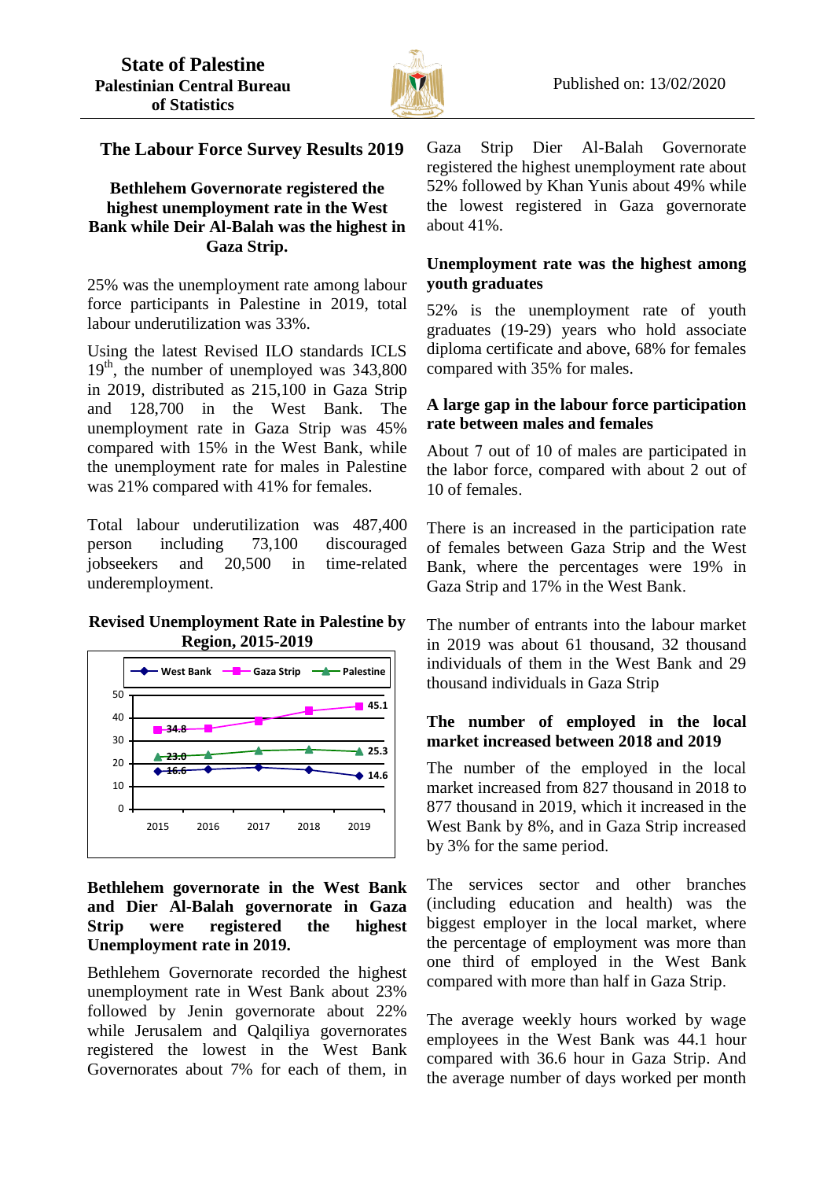State of Palestine
Palestinian Central Bureau of Statistics

Published on: 13/02/2020

# The Labour Force Survey Results 2019

## Bethlehem Governorate registered the highest unemployment rate in the West Bank while Deir Al-Balah was the highest in Gaza Strip.

25% was the unemployment rate among labour force participants in Palestine in 2019, total labour underutilization was 33%.

Using the latest Revised ILO standards ICLS 19th, the number of unemployed was 343,800 in 2019, distributed as 215,100 in Gaza Strip and 128,700 in the West Bank. The unemployment rate in Gaza Strip was 45% compared with 15% in the West Bank, while the unemployment rate for males in Palestine was 21% compared with 41% for females.

Total labour underutilization was 487,400 person including 73,100 discouraged jobseekers and 20,500 in time-related underemployment.

**Revised Unemployment Rate in Palestine by Region, 2015-2019**

| Year | West Bank | Gaza Strip | Palestine |
|---|---|---|---|
| 2015 | 16.6 | 34.8 | 23.0 |
| 2019 | 14.6 | 45.1 | 25.3 |

## Bethlehem governorate in the West Bank and Dier Al-Balah governorate in Gaza Strip were registered the highest Unemployment rate in 2019.

Bethlehem Governorate recorded the highest unemployment rate in West Bank about 23% followed by Jenin governorate about 22% while Jerusalem and Qalqiliya governorates registered the lowest in the West Bank Governorates about 7% for each of them, in Gaza Strip Dier Al-Balah Governorate registered the highest unemployment rate about 52% followed by Khan Yunis about 49% while the lowest registered in Gaza governorate about 41%.

## Unemployment rate was the highest among youth graduates

52% is the unemployment rate of youth graduates (19-29) years who hold associate diploma certificate and above, 68% for females compared with 35% for males.

## A large gap in the labour force participation rate between males and females

About 7 out of 10 of males are participated in the labor force, compared with about 2 out of 10 of females.

There is an increased in the participation rate of females between Gaza Strip and the West Bank, where the percentages were 19% in Gaza Strip and 17% in the West Bank.

The number of entrants into the labour market in 2019 was about 61 thousand, 32 thousand individuals of them in the West Bank and 29 thousand individuals in Gaza Strip

## The number of employed in the local market increased between 2018 and 2019

The number of the employed in the local market increased from 827 thousand in 2018 to 877 thousand in 2019, which it increased in the West Bank by 8%, and in Gaza Strip increased by 3% for the same period.

The services sector and other branches (including education and health) was the biggest employer in the local market, where the percentage of employment was more than one third of employed in the West Bank compared with more than half in Gaza Strip.

The average weekly hours worked by wage employees in the West Bank was 44.1 hour compared with 36.6 hour in Gaza Strip. And the average number of days worked per month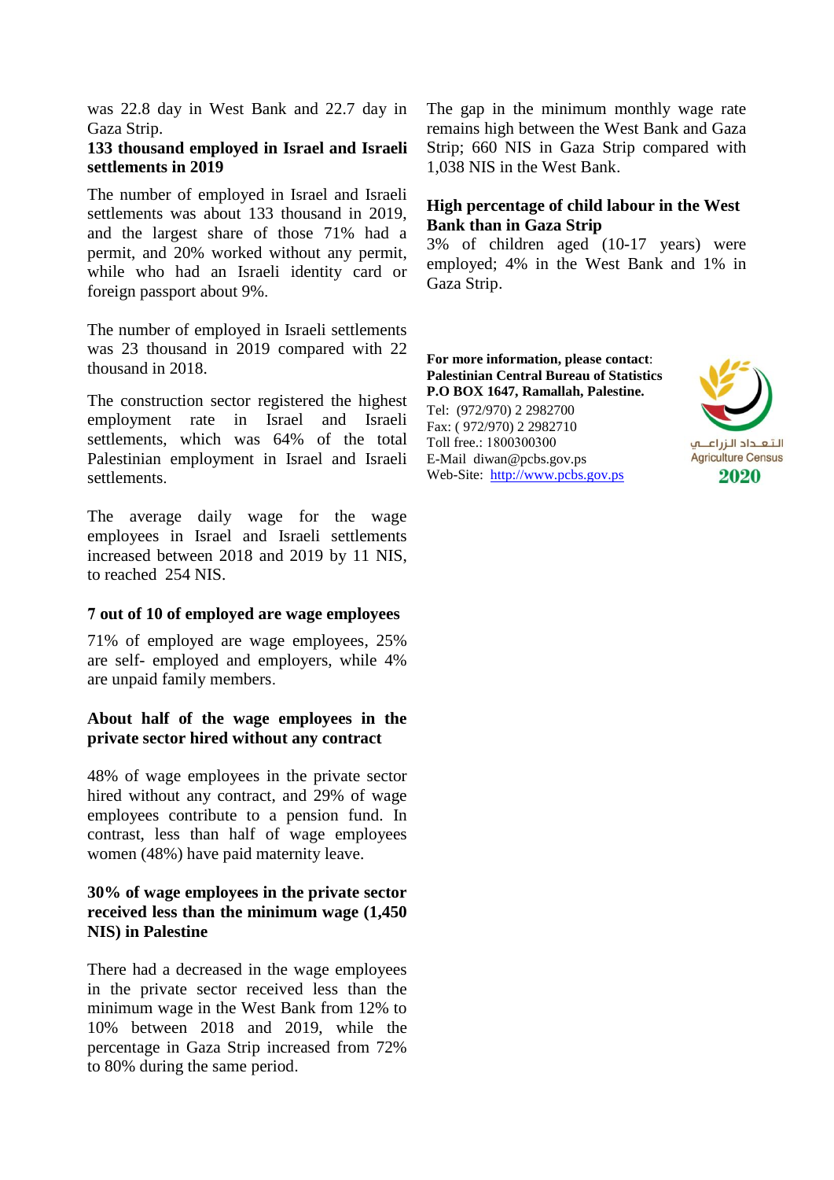was 22.8 day in West Bank and 22.7 day in Gaza Strip.

**133 thousand employed in Israel and Israeli settlements in 2019**

The number of employed in Israel and Israeli settlements was about 133 thousand in 2019, and the largest share of those 71% had a permit, and 20% worked without any permit, while who had an Israeli identity card or foreign passport about 9%.

The number of employed in Israeli settlements was 23 thousand in 2019 compared with 22 thousand in 2018.

The construction sector registered the highest employment rate in Israel and Israeli settlements, which was 64% of the total Palestinian employment in Israel and Israeli settlements.

The average daily wage for the wage employees in Israel and Israeli settlements increased between 2018 and 2019 by 11 NIS, to reached 254 NIS.

**7 out of 10 of employed are wage employees**

71% of employed are wage employees, 25% are self- employed and employers, while 4% are unpaid family members.

**About half of the wage employees in the private sector hired without any contract**

48% of wage employees in the private sector hired without any contract, and 29% of wage employees contribute to a pension fund. In contrast, less than half of wage employees women (48%) have paid maternity leave.

**30% of wage employees in the private sector received less than the minimum wage (1,450 NIS) in Palestine**

There had a decreased in the wage employees in the private sector received less than the minimum wage in the West Bank from 12% to 10% between 2018 and 2019, while the percentage in Gaza Strip increased from 72% to 80% during the same period.

The gap in the minimum monthly wage rate remains high between the West Bank and Gaza Strip; 660 NIS in Gaza Strip compared with 1,038 NIS in the West Bank.

**High percentage of child labour in the West Bank than in Gaza Strip**

3% of children aged (10-17 years) were employed; 4% in the West Bank and 1% in Gaza Strip.

**For more information, please contact**:
**Palestinian Central Bureau of Statistics**
**P.O BOX 1647, Ramallah, Palestine.**
Tel: (972/970) 2 2982700
Fax: ( 972/970) 2 2982710
Toll free.: 1800300300
E-Mail diwan@pcbs.gov.ps
Web-Site: http://www.pcbs.gov.ps

التعداد الزراعي
Agriculture Census
2020